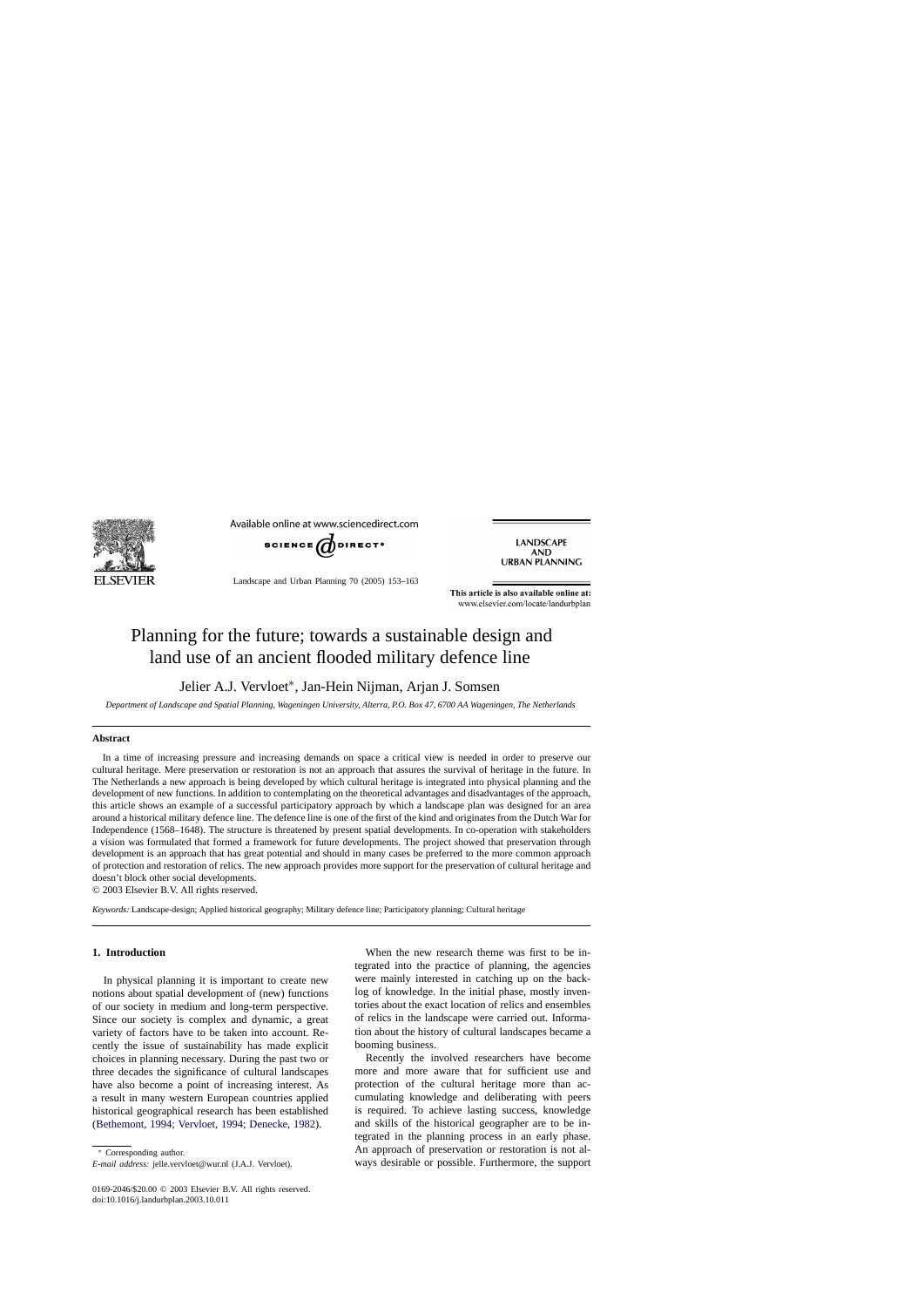# Planning for the future; towards a sustainable design and land use of an ancient flooded military defence line

Jelier A.J. Vervloet*, Jan-Hein Nijman, Arjan J. Somsen

*Department of Landscape and Spatial Planning, Wageningen University, Alterra, P.O. Box 47, 6700 AA Wageningen, The Netherlands*

## Abstract

In a time of increasing pressure and increasing demands on space a critical view is needed in order to preserve our cultural heritage. Mere preservation or restoration is not an approach that assures the survival of heritage in the future. In The Netherlands a new approach is being developed by which cultural heritage is integrated into physical planning and the development of new functions. In addition to contemplating on the theoretical advantages and disadvantages of the approach, this article shows an example of a successful participatory approach by which a landscape plan was designed for an area around a historical military defence line. The defence line is one of the first of the kind and originates from the Dutch War for Independence (1568–1648). The structure is threatened by present spatial developments. In co-operation with stakeholders a vision was formulated that formed a framework for future developments. The project showed that preservation through development is an approach that has great potential and should in many cases be preferred to the more common approach of protection and restoration of relics. The new approach provides more support for the preservation of cultural heritage and doesn't block other social developments.

© 2003 Elsevier B.V. All rights reserved.

*Keywords:* Landscape-design; Applied historical geography; Military defence line; Participatory planning; Cultural heritage

## 1. Introduction

In physical planning it is important to create new notions about spatial development of (new) functions of our society in medium and long-term perspective. Since our society is complex and dynamic, a great variety of factors have to be taken into account. Recently the issue of sustainability has made explicit choices in planning necessary. During the past two or three decades the significance of cultural landscapes have also become a point of increasing interest. As a result in many western European countries applied historical geographical research has been established (Bethemont, 1994; Vervloet, 1994; Denecke, 1982).

When the new research theme was first to be integrated into the practice of planning, the agencies were mainly interested in catching up on the backlog of knowledge. In the initial phase, mostly inventories about the exact location of relics and ensembles of relics in the landscape were carried out. Information about the history of cultural landscapes became a booming business.

Recently the involved researchers have become more and more aware that for sufficient use and protection of the cultural heritage more than accumulating knowledge and deliberating with peers is required. To achieve lasting success, knowledge and skills of the historical geographer are to be integrated in the planning process in an early phase. An approach of preservation or restoration is not always desirable or possible. Furthermore, the support

* Corresponding author.
*E-mail address:* jelle.vervloet@wur.nl (J.A.J. Vervloet).

0169-2046/$20.00 © 2003 Elsevier B.V. All rights reserved.
doi:10.1016/j.landurbplan.2003.10.011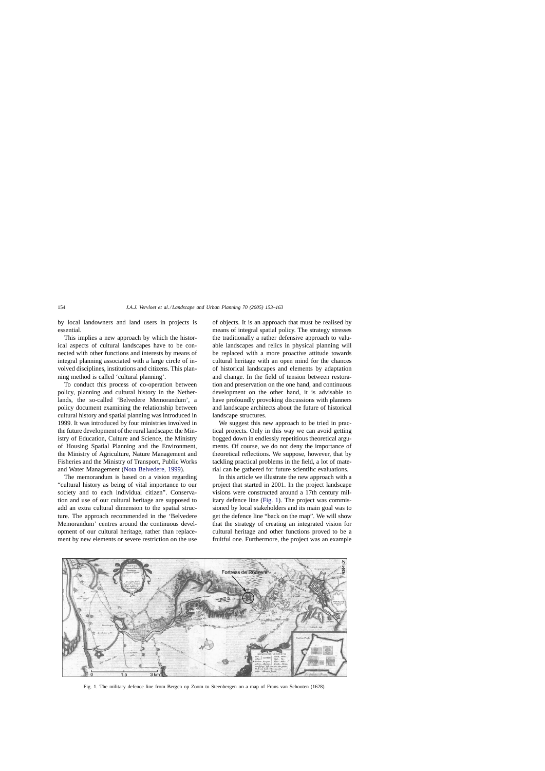by local landowners and land users in projects is essential.

This implies a new approach by which the historical aspects of cultural landscapes have to be connected with other functions and interests by means of integral planning associated with a large circle of involved disciplines, institutions and citizens. This planning method is called 'cultural planning'.

To conduct this process of co-operation between policy, planning and cultural history in the Netherlands, the so-called 'Belvedere Memorandum', a policy document examining the relationship between cultural history and spatial planning was introduced in 1999. It was introduced by four ministries involved in the future development of the rural landscape: the Ministry of Education, Culture and Science, the Ministry of Housing Spatial Planning and the Environment, the Ministry of Agriculture, Nature Management and Fisheries and the Ministry of Transport, Public Works and Water Management (Nota Belvedere, 1999).

The memorandum is based on a vision regarding "cultural history as being of vital importance to our society and to each individual citizen". Conservation and use of our cultural heritage are supposed to add an extra cultural dimension to the spatial structure. The approach recommended in the 'Belvedere Memorandum' centres around the continuous development of our cultural heritage, rather than replacement by new elements or severe restriction on the use of objects. It is an approach that must be realised by means of integral spatial policy. The strategy stresses the traditionally a rather defensive approach to valuable landscapes and relics in physical planning will be replaced with a more proactive attitude towards cultural heritage with an open mind for the chances of historical landscapes and elements by adaptation and change. In the field of tension between restoration and preservation on the one hand, and continuous development on the other hand, it is advisable to have profoundly provoking discussions with planners and landscape architects about the future of historical landscape structures.

We suggest this new approach to be tried in practical projects. Only in this way we can avoid getting bogged down in endlessly repetitious theoretical arguments. Of course, we do not deny the importance of theoretical reflections. We suppose, however, that by tackling practical problems in the field, a lot of material can be gathered for future scientific evaluations.

In this article we illustrate the new approach with a project that started in 2001. In the project landscape visions were constructed around a 17th century military defence line (Fig. 1). The project was commissioned by local stakeholders and its main goal was to get the defence line "back on the map". We will show that the strategy of creating an integrated vision for cultural heritage and other functions proved to be a fruitful one. Furthermore, the project was an example

Fig. 1. The military defence line from Bergen op Zoom to Steenbergen on a map of Frans van Schooten (1628).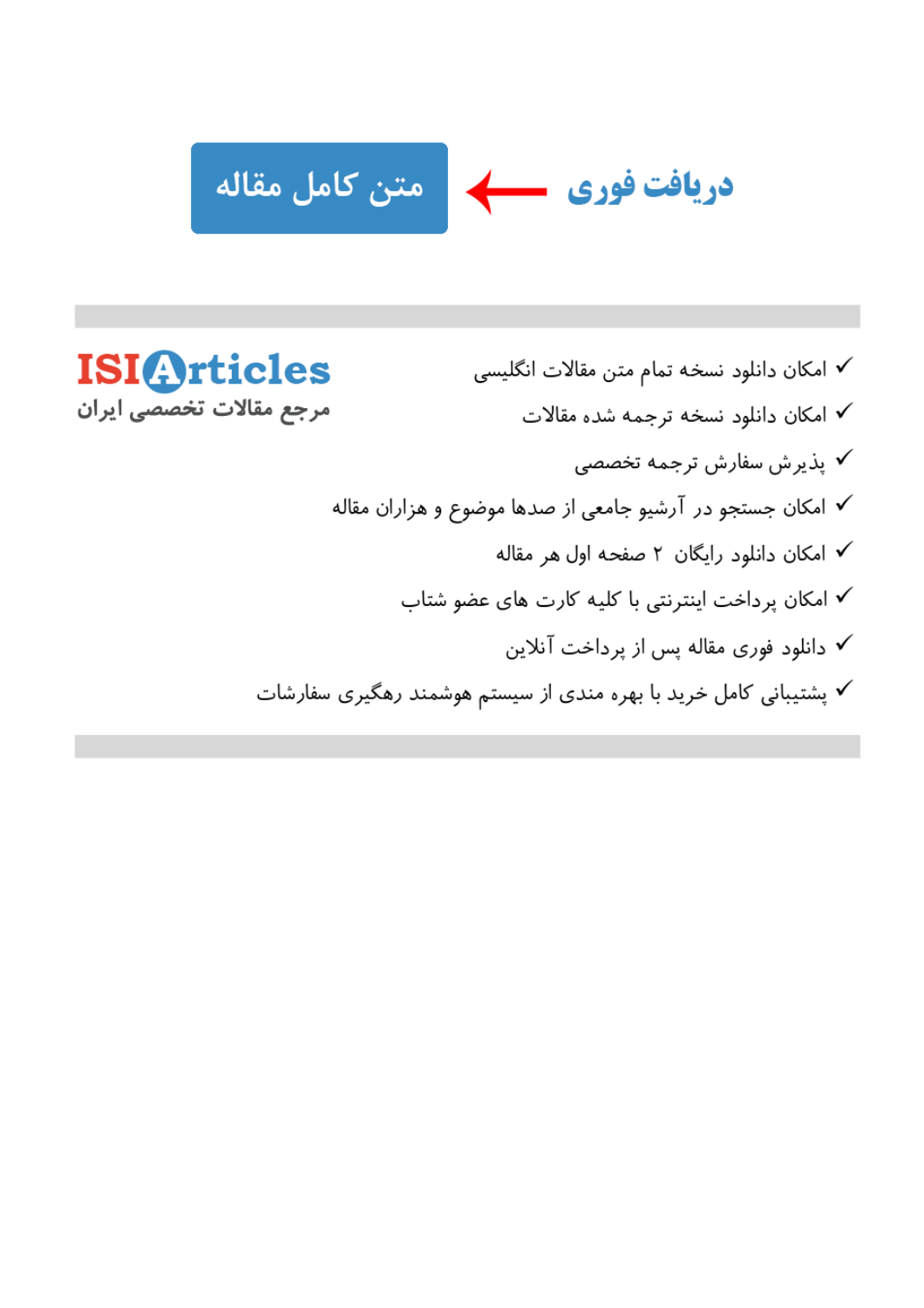دریافت فوری ← **متن کامل مقاله**

**ISIArticles**

مرجع مقالات تخصصی ایران

- ✓ امکان دانلود نسخه تمام متن مقالات انگلیسی
- ✓ امکان دانلود نسخه ترجمه شده مقالات
- ✓ پذیرش سفارش ترجمه تخصصی
- ✓ امکان جستجو در آرشیو جامعی از صدها موضوع و هزاران مقاله
- ✓ امکان دانلود رایگان ۲ صفحه اول هر مقاله
- ✓ امکان پرداخت اینترنتی با کلیه کارت های عضو شتاب
- ✓ دانلود فوری مقاله پس از پرداخت آنلاین
- ✓ پشتیبانی کامل خرید با بهره مندی از سیستم هوشمند رهگیری سفارشات